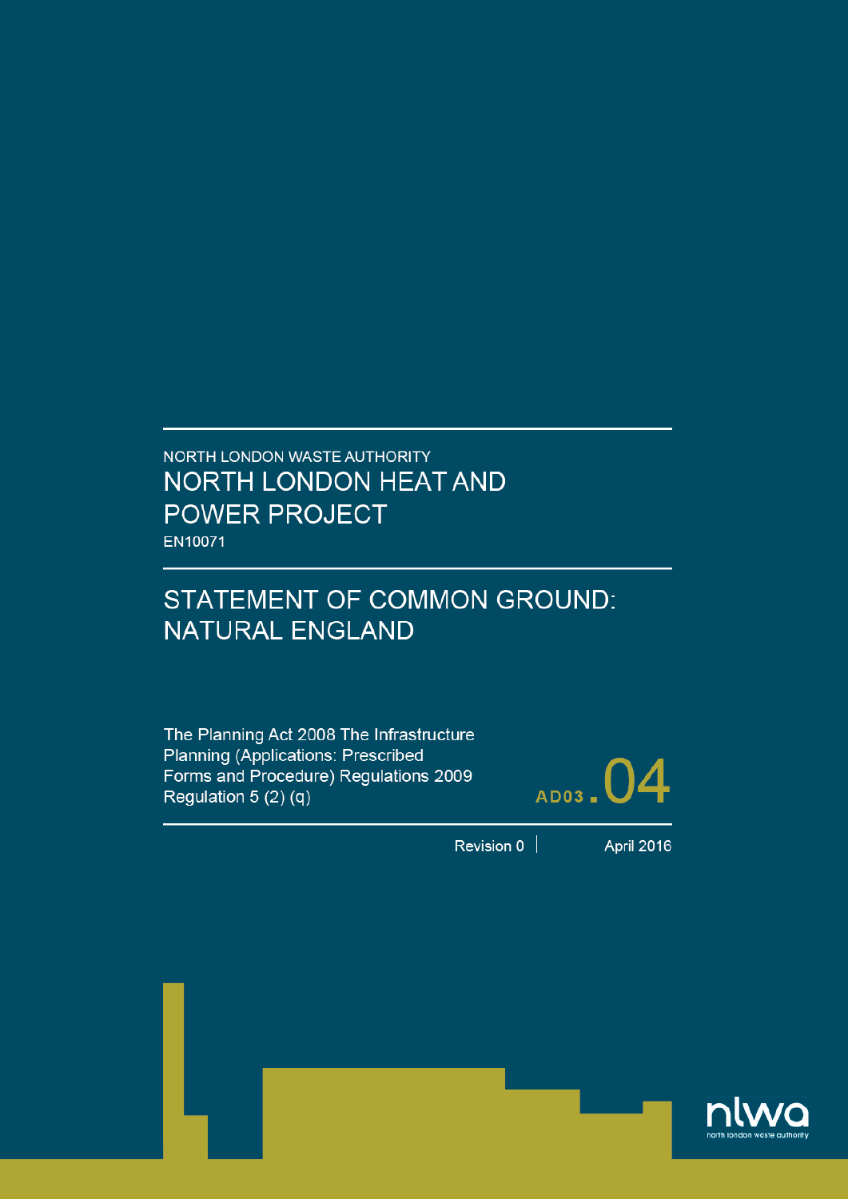NORTH LONDON WASTE AUTHORITY

# NORTH LONDON HEAT AND POWER PROJECT

EN10071

## STATEMENT OF COMMON GROUND: NATURAL ENGLAND

The Planning Act 2008 The Infrastructure Planning (Applications: Prescribed Forms and Procedure) Regulations 2009 Regulation 5 (2) (q)

AD03.04

Revision 0 | April 2016

nlwa
north london waste authority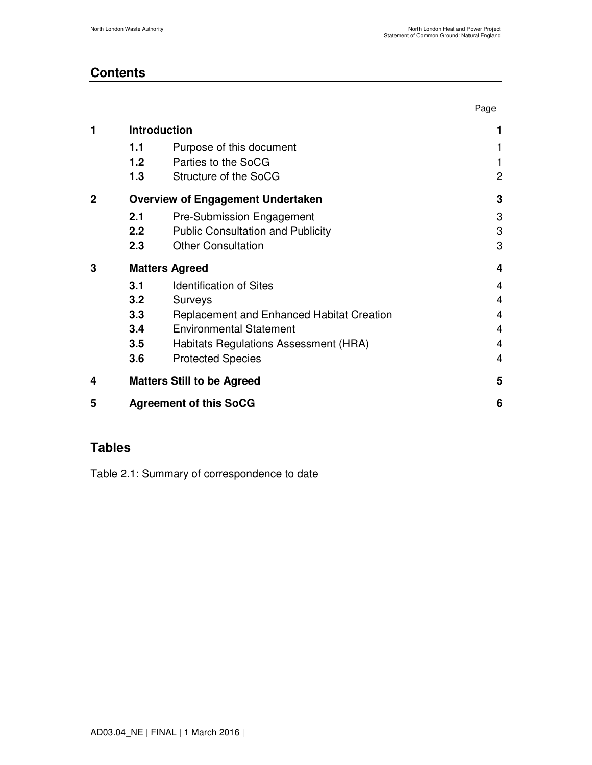## Contents

| | | | Page |
|---|---|---|---|
| **1** | **Introduction** | | **1** |
| | **1.1** | Purpose of this document | 1 |
| | **1.2** | Parties to the SoCG | 1 |
| | **1.3** | Structure of the SoCG | 2 |
| **2** | **Overview of Engagement Undertaken** | | **3** |
| | **2.1** | Pre-Submission Engagement | 3 |
| | **2.2** | Public Consultation and Publicity | 3 |
| | **2.3** | Other Consultation | 3 |
| **3** | **Matters Agreed** | | **4** |
| | **3.1** | Identification of Sites | 4 |
| | **3.2** | Surveys | 4 |
| | **3.3** | Replacement and Enhanced Habitat Creation | 4 |
| | **3.4** | Environmental Statement | 4 |
| | **3.5** | Habitats Regulations Assessment (HRA) | 4 |
| | **3.6** | Protected Species | 4 |
| **4** | **Matters Still to be Agreed** | | **5** |
| **5** | **Agreement of this SoCG** | | **6** |

## Tables

Table 2.1: Summary of correspondence to date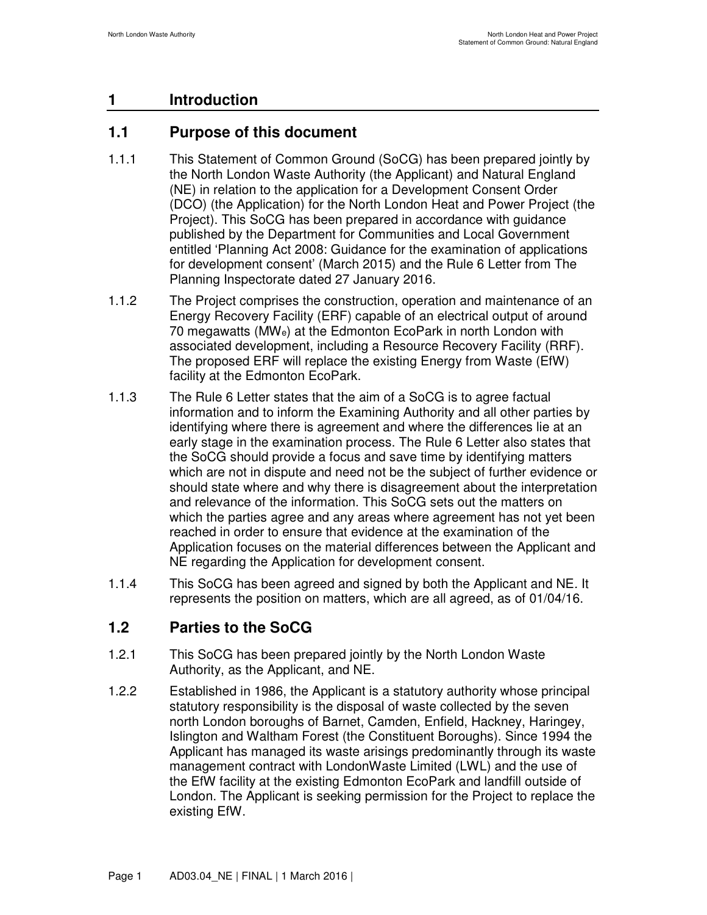# 1 Introduction

## 1.1 Purpose of this document

1.1.1 This Statement of Common Ground (SoCG) has been prepared jointly by the North London Waste Authority (the Applicant) and Natural England (NE) in relation to the application for a Development Consent Order (DCO) (the Application) for the North London Heat and Power Project (the Project). This SoCG has been prepared in accordance with guidance published by the Department for Communities and Local Government entitled 'Planning Act 2008: Guidance for the examination of applications for development consent' (March 2015) and the Rule 6 Letter from The Planning Inspectorate dated 27 January 2016.

1.1.2 The Project comprises the construction, operation and maintenance of an Energy Recovery Facility (ERF) capable of an electrical output of around 70 megawatts ($MW_e$) at the Edmonton EcoPark in north London with associated development, including a Resource Recovery Facility (RRF). The proposed ERF will replace the existing Energy from Waste (EfW) facility at the Edmonton EcoPark.

1.1.3 The Rule 6 Letter states that the aim of a SoCG is to agree factual information and to inform the Examining Authority and all other parties by identifying where there is agreement and where the differences lie at an early stage in the examination process. The Rule 6 Letter also states that the SoCG should provide a focus and save time by identifying matters which are not in dispute and need not be the subject of further evidence or should state where and why there is disagreement about the interpretation and relevance of the information. This SoCG sets out the matters on which the parties agree and any areas where agreement has not yet been reached in order to ensure that evidence at the examination of the Application focuses on the material differences between the Applicant and NE regarding the Application for development consent.

1.1.4 This SoCG has been agreed and signed by both the Applicant and NE. It represents the position on matters, which are all agreed, as of 01/04/16.

## 1.2 Parties to the SoCG

1.2.1 This SoCG has been prepared jointly by the North London Waste Authority, as the Applicant, and NE.

1.2.2 Established in 1986, the Applicant is a statutory authority whose principal statutory responsibility is the disposal of waste collected by the seven north London boroughs of Barnet, Camden, Enfield, Hackney, Haringey, Islington and Waltham Forest (the Constituent Boroughs). Since 1994 the Applicant has managed its waste arisings predominantly through its waste management contract with LondonWaste Limited (LWL) and the use of the EfW facility at the existing Edmonton EcoPark and landfill outside of London. The Applicant is seeking permission for the Project to replace the existing EfW.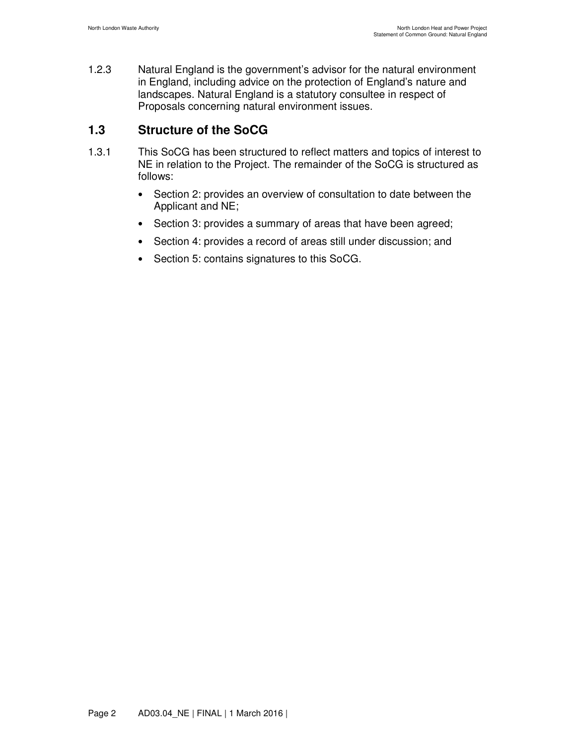1.2.3 Natural England is the government's advisor for the natural environment in England, including advice on the protection of England's nature and landscapes. Natural England is a statutory consultee in respect of Proposals concerning natural environment issues.

## 1.3 Structure of the SoCG

1.3.1 This SoCG has been structured to reflect matters and topics of interest to NE in relation to the Project. The remainder of the SoCG is structured as follows:

- Section 2: provides an overview of consultation to date between the Applicant and NE;
- Section 3: provides a summary of areas that have been agreed;
- Section 4: provides a record of areas still under discussion; and
- Section 5: contains signatures to this SoCG.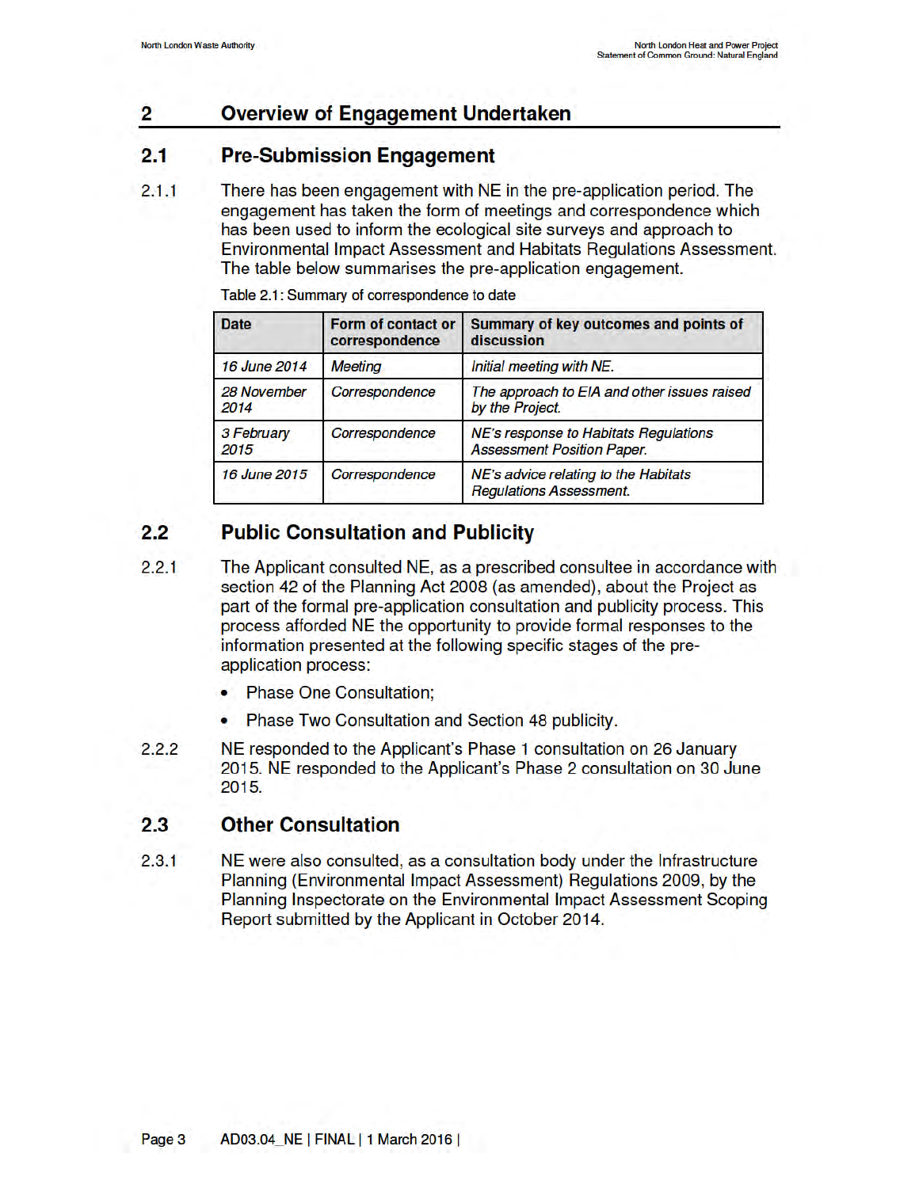## 2 Overview of Engagement Undertaken

### 2.1 Pre-Submission Engagement

2.1.1 There has been engagement with NE in the pre-application period. The engagement has taken the form of meetings and correspondence which has been used to inform the ecological site surveys and approach to Environmental Impact Assessment and Habitats Regulations Assessment. The table below summarises the pre-application engagement.

Table 2.1: Summary of correspondence to date

| Date | Form of contact or correspondence | Summary of key outcomes and points of discussion |
|---|---|---|
| *16 June 2014* | *Meeting* | *Initial meeting with NE.* |
| *28 November 2014* | *Correspondence* | *The approach to EIA and other issues raised by the Project.* |
| *3 February 2015* | *Correspondence* | *NE's response to Habitats Regulations Assessment Position Paper.* |
| *16 June 2015* | *Correspondence* | *NE's advice relating to the Habitats Regulations Assessment.* |

### 2.2 Public Consultation and Publicity

2.2.1 The Applicant consulted NE, as a prescribed consultee in accordance with section 42 of the Planning Act 2008 (as amended), about the Project as part of the formal pre-application consultation and publicity process. This process afforded NE the opportunity to provide formal responses to the information presented at the following specific stages of the pre-application process:

- Phase One Consultation;
- Phase Two Consultation and Section 48 publicity.

2.2.2 NE responded to the Applicant's Phase 1 consultation on 26 January 2015. NE responded to the Applicant's Phase 2 consultation on 30 June 2015.

### 2.3 Other Consultation

2.3.1 NE were also consulted, as a consultation body under the Infrastructure Planning (Environmental Impact Assessment) Regulations 2009, by the Planning Inspectorate on the Environmental Impact Assessment Scoping Report submitted by the Applicant in October 2014.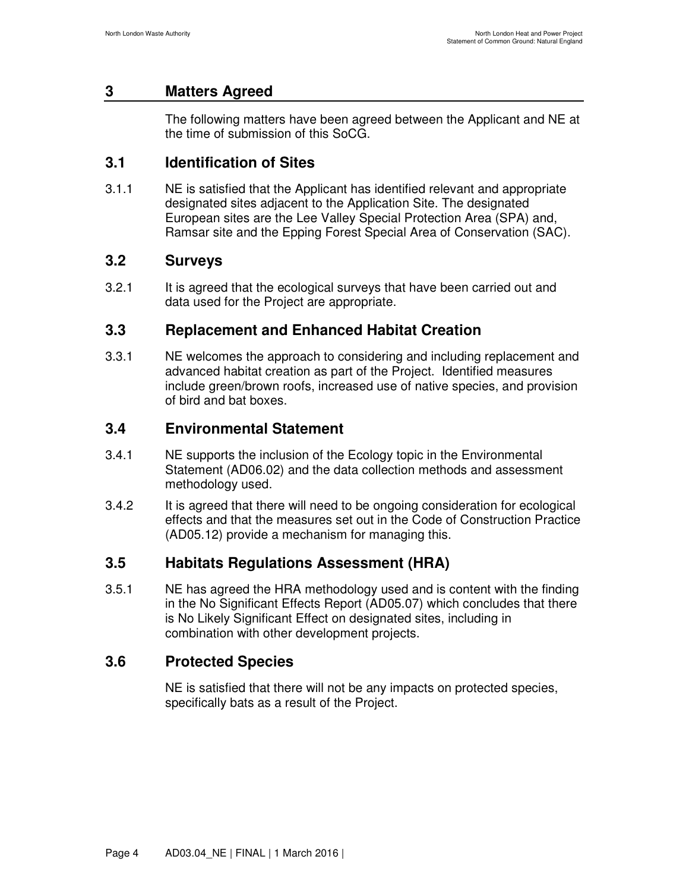# 3 Matters Agreed

The following matters have been agreed between the Applicant and NE at the time of submission of this SoCG.

## 3.1 Identification of Sites

3.1.1 NE is satisfied that the Applicant has identified relevant and appropriate designated sites adjacent to the Application Site. The designated European sites are the Lee Valley Special Protection Area (SPA) and, Ramsar site and the Epping Forest Special Area of Conservation (SAC).

## 3.2 Surveys

3.2.1 It is agreed that the ecological surveys that have been carried out and data used for the Project are appropriate.

## 3.3 Replacement and Enhanced Habitat Creation

3.3.1 NE welcomes the approach to considering and including replacement and advanced habitat creation as part of the Project. Identified measures include green/brown roofs, increased use of native species, and provision of bird and bat boxes.

## 3.4 Environmental Statement

3.4.1 NE supports the inclusion of the Ecology topic in the Environmental Statement (AD06.02) and the data collection methods and assessment methodology used.

3.4.2 It is agreed that there will need to be ongoing consideration for ecological effects and that the measures set out in the Code of Construction Practice (AD05.12) provide a mechanism for managing this.

## 3.5 Habitats Regulations Assessment (HRA)

3.5.1 NE has agreed the HRA methodology used and is content with the finding in the No Significant Effects Report (AD05.07) which concludes that there is No Likely Significant Effect on designated sites, including in combination with other development projects.

## 3.6 Protected Species

NE is satisfied that there will not be any impacts on protected species, specifically bats as a result of the Project.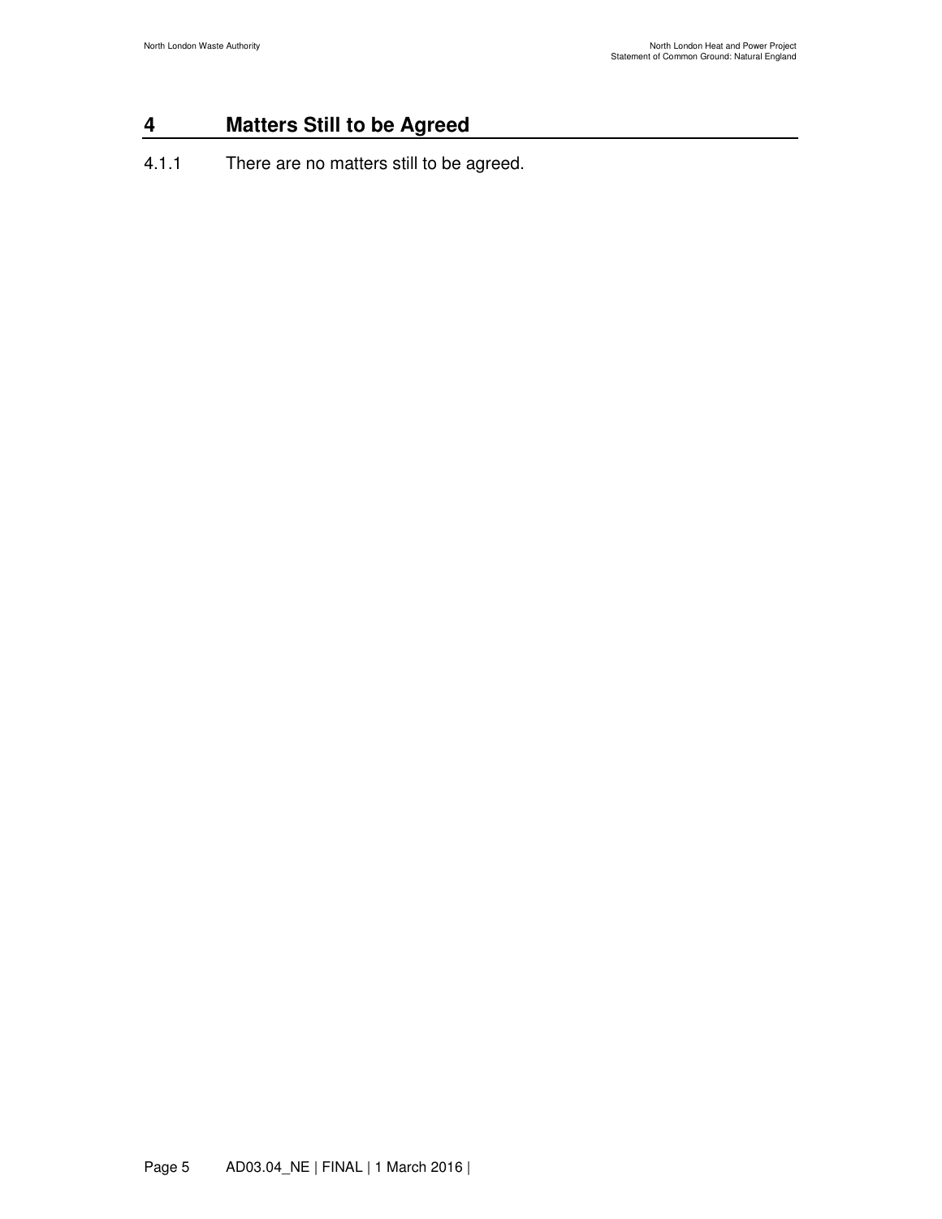# 4 Matters Still to be Agreed

4.1.1 There are no matters still to be agreed.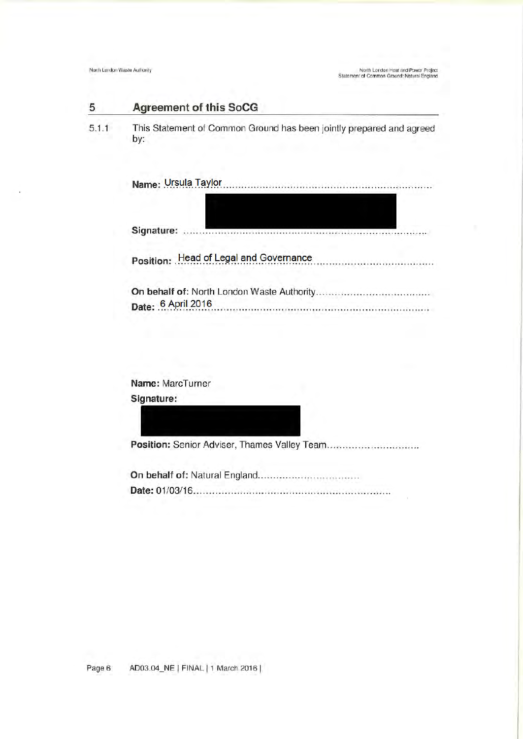## 5 Agreement of this SoCG

5.1.1 This Statement of Common Ground has been jointly prepared and agreed by:

**Name:** Ursula Taylor

**Signature:**

**Position:** Head of Legal and Governance

**On behalf of:** North London Waste Authority

**Date:** 6 April 2016

**Name:** MarcTurner

**Signature:**

**Position:** Senior Adviser, Thames Valley Team

**On behalf of:** Natural England

**Date:** 01/03/16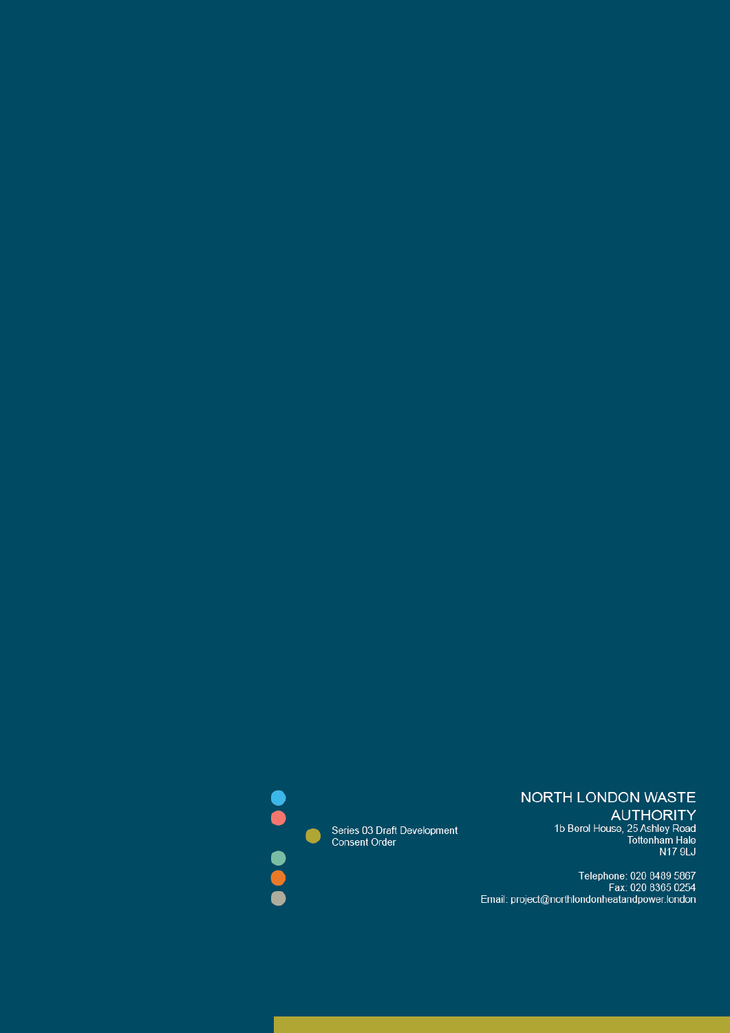Series 03 Draft Development Consent Order

NORTH LONDON WASTE AUTHORITY

1b Berol House, 25 Ashley Road
Tottenham Hale
N17 9LJ

Telephone: 020 8489 5867
Fax: 020 8365 0254
Email: project@northlondonheatandpower.london